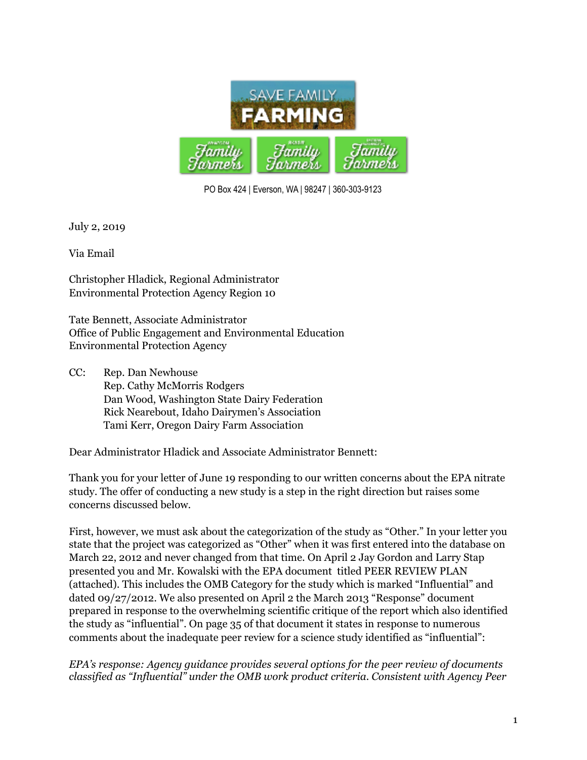SAVE FAMILY FARMING

Family Farmers | Family Farmers | Family Farmers

PO Box 424 | Everson, WA | 98247 | 360-303-9123

July 2, 2019

Via Email

Christopher Hladick, Regional Administrator
Environmental Protection Agency Region 10

Tate Bennett, Associate Administrator
Office of Public Engagement and Environmental Education
Environmental Protection Agency

CC: Rep. Dan Newhouse
Rep. Cathy McMorris Rodgers
Dan Wood, Washington State Dairy Federation
Rick Nearebout, Idaho Dairymen's Association
Tami Kerr, Oregon Dairy Farm Association

Dear Administrator Hladick and Associate Administrator Bennett:

Thank you for your letter of June 19 responding to our written concerns about the EPA nitrate study. The offer of conducting a new study is a step in the right direction but raises some concerns discussed below.

First, however, we must ask about the categorization of the study as "Other." In your letter you state that the project was categorized as "Other" when it was first entered into the database on March 22, 2012 and never changed from that time. On April 2 Jay Gordon and Larry Stap presented you and Mr. Kowalski with the EPA document titled PEER REVIEW PLAN (attached). This includes the OMB Category for the study which is marked "Influential" and dated 09/27/2012. We also presented on April 2 the March 2013 "Response" document prepared in response to the overwhelming scientific critique of the report which also identified the study as "influential". On page 35 of that document it states in response to numerous comments about the inadequate peer review for a science study identified as "influential":

*EPA's response: Agency guidance provides several options for the peer review of documents classified as "Influential" under the OMB work product criteria. Consistent with Agency Peer*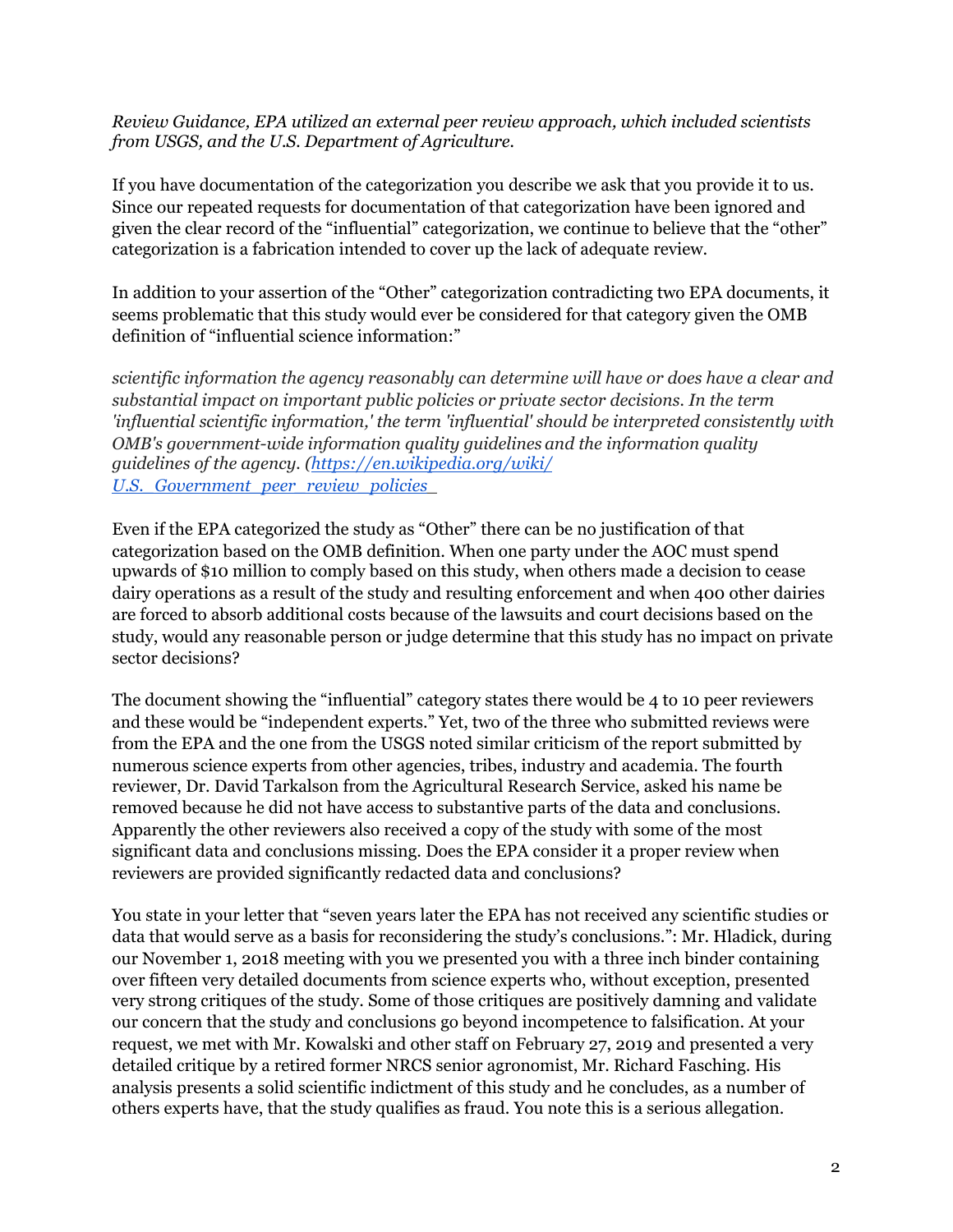*Review Guidance, EPA utilized an external peer review approach, which included scientists from USGS, and the U.S. Department of Agriculture.*

If you have documentation of the categorization you describe we ask that you provide it to us. Since our repeated requests for documentation of that categorization have been ignored and given the clear record of the "influential" categorization, we continue to believe that the "other" categorization is a fabrication intended to cover up the lack of adequate review.

In addition to your assertion of the "Other" categorization contradicting two EPA documents, it seems problematic that this study would ever be considered for that category given the OMB definition of "influential science information:"

*scientific information the agency reasonably can determine will have or does have a clear and substantial impact on important public policies or private sector decisions. In the term 'influential scientific information,' the term 'influential' should be interpreted consistently with OMB's government-wide information quality guidelines and the information quality guidelines of the agency. ([https://en.wikipedia.org/wiki/U.S._Government_peer_review_policies_](https://en.wikipedia.org/wiki/U.S._Government_peer_review_policies_)*

Even if the EPA categorized the study as "Other" there can be no justification of that categorization based on the OMB definition. When one party under the AOC must spend upwards of $10 million to comply based on this study, when others made a decision to cease dairy operations as a result of the study and resulting enforcement and when 400 other dairies are forced to absorb additional costs because of the lawsuits and court decisions based on the study, would any reasonable person or judge determine that this study has no impact on private sector decisions?

The document showing the "influential" category states there would be 4 to 10 peer reviewers and these would be "independent experts." Yet, two of the three who submitted reviews were from the EPA and the one from the USGS noted similar criticism of the report submitted by numerous science experts from other agencies, tribes, industry and academia. The fourth reviewer, Dr. David Tarkalson from the Agricultural Research Service, asked his name be removed because he did not have access to substantive parts of the data and conclusions. Apparently the other reviewers also received a copy of the study with some of the most significant data and conclusions missing. Does the EPA consider it a proper review when reviewers are provided significantly redacted data and conclusions?

You state in your letter that "seven years later the EPA has not received any scientific studies or data that would serve as a basis for reconsidering the study's conclusions.": Mr. Hladick, during our November 1, 2018 meeting with you we presented you with a three inch binder containing over fifteen very detailed documents from science experts who, without exception, presented very strong critiques of the study. Some of those critiques are positively damning and validate our concern that the study and conclusions go beyond incompetence to falsification. At your request, we met with Mr. Kowalski and other staff on February 27, 2019 and presented a very detailed critique by a retired former NRCS senior agronomist, Mr. Richard Fasching. His analysis presents a solid scientific indictment of this study and he concludes, as a number of others experts have, that the study qualifies as fraud. You note this is a serious allegation.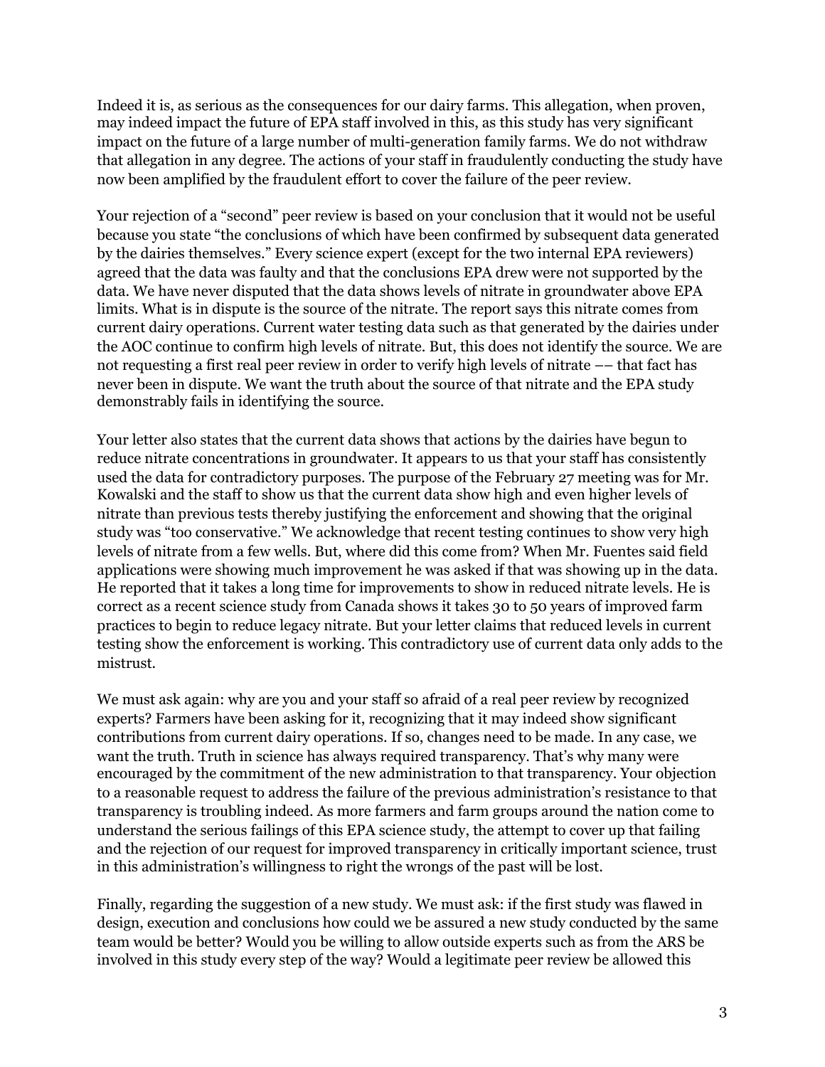Indeed it is, as serious as the consequences for our dairy farms. This allegation, when proven, may indeed impact the future of EPA staff involved in this, as this study has very significant impact on the future of a large number of multi-generation family farms. We do not withdraw that allegation in any degree. The actions of your staff in fraudulently conducting the study have now been amplified by the fraudulent effort to cover the failure of the peer review.

Your rejection of a "second" peer review is based on your conclusion that it would not be useful because you state "the conclusions of which have been confirmed by subsequent data generated by the dairies themselves." Every science expert (except for the two internal EPA reviewers) agreed that the data was faulty and that the conclusions EPA drew were not supported by the data. We have never disputed that the data shows levels of nitrate in groundwater above EPA limits. What is in dispute is the source of the nitrate. The report says this nitrate comes from current dairy operations. Current water testing data such as that generated by the dairies under the AOC continue to confirm high levels of nitrate. But, this does not identify the source. We are not requesting a first real peer review in order to verify high levels of nitrate –– that fact has never been in dispute. We want the truth about the source of that nitrate and the EPA study demonstrably fails in identifying the source.

Your letter also states that the current data shows that actions by the dairies have begun to reduce nitrate concentrations in groundwater. It appears to us that your staff has consistently used the data for contradictory purposes. The purpose of the February 27 meeting was for Mr. Kowalski and the staff to show us that the current data show high and even higher levels of nitrate than previous tests thereby justifying the enforcement and showing that the original study was "too conservative." We acknowledge that recent testing continues to show very high levels of nitrate from a few wells. But, where did this come from? When Mr. Fuentes said field applications were showing much improvement he was asked if that was showing up in the data. He reported that it takes a long time for improvements to show in reduced nitrate levels. He is correct as a recent science study from Canada shows it takes 30 to 50 years of improved farm practices to begin to reduce legacy nitrate. But your letter claims that reduced levels in current testing show the enforcement is working. This contradictory use of current data only adds to the mistrust.

We must ask again: why are you and your staff so afraid of a real peer review by recognized experts? Farmers have been asking for it, recognizing that it may indeed show significant contributions from current dairy operations. If so, changes need to be made. In any case, we want the truth. Truth in science has always required transparency. That's why many were encouraged by the commitment of the new administration to that transparency. Your objection to a reasonable request to address the failure of the previous administration's resistance to that transparency is troubling indeed. As more farmers and farm groups around the nation come to understand the serious failings of this EPA science study, the attempt to cover up that failing and the rejection of our request for improved transparency in critically important science, trust in this administration's willingness to right the wrongs of the past will be lost.

Finally, regarding the suggestion of a new study. We must ask: if the first study was flawed in design, execution and conclusions how could we be assured a new study conducted by the same team would be better? Would you be willing to allow outside experts such as from the ARS be involved in this study every step of the way? Would a legitimate peer review be allowed this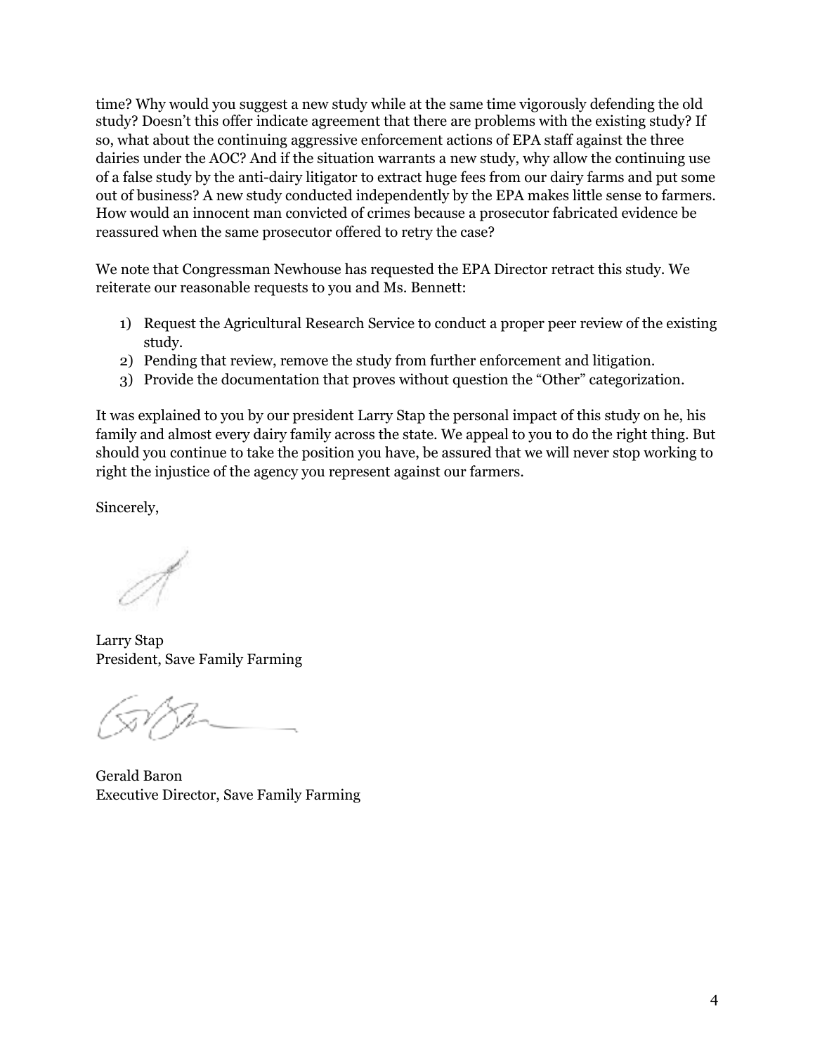time? Why would you suggest a new study while at the same time vigorously defending the old study? Doesn't this offer indicate agreement that there are problems with the existing study? If so, what about the continuing aggressive enforcement actions of EPA staff against the three dairies under the AOC? And if the situation warrants a new study, why allow the continuing use of a false study by the anti-dairy litigator to extract huge fees from our dairy farms and put some out of business? A new study conducted independently by the EPA makes little sense to farmers. How would an innocent man convicted of crimes because a prosecutor fabricated evidence be reassured when the same prosecutor offered to retry the case?

We note that Congressman Newhouse has requested the EPA Director retract this study. We reiterate our reasonable requests to you and Ms. Bennett:

1) Request the Agricultural Research Service to conduct a proper peer review of the existing study.
2) Pending that review, remove the study from further enforcement and litigation.
3) Provide the documentation that proves without question the "Other" categorization.

It was explained to you by our president Larry Stap the personal impact of this study on he, his family and almost every dairy family across the state. We appeal to you to do the right thing. But should you continue to take the position you have, be assured that we will never stop working to right the injustice of the agency you represent against our farmers.

Sincerely,

Larry Stap
President, Save Family Farming

Gerald Baron
Executive Director, Save Family Farming